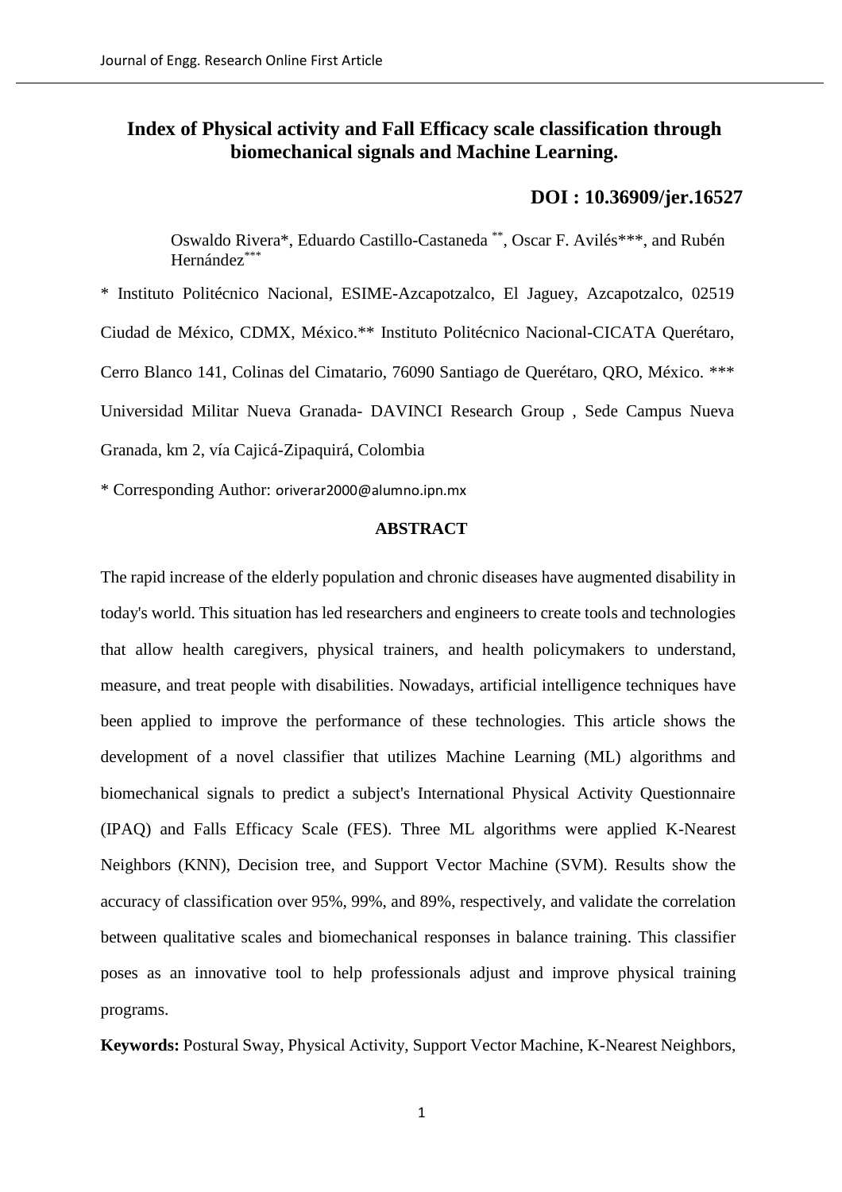# Index of Physical activity and Fall Efficacy scale classification through biomechanical signals and Machine Learning.

**DOI : 10.36909/jer.16527**

Oswaldo Rivera*, Eduardo Castillo-Castaneda **, Oscar F. Avilés***, and Rubén Hernández***

* Instituto Politécnico Nacional, ESIME-Azcapotzalco, El Jaguey, Azcapotzalco, 02519 Ciudad de México, CDMX, México.** Instituto Politécnico Nacional-CICATA Querétaro, Cerro Blanco 141, Colinas del Cimatario, 76090 Santiago de Querétaro, QRO, México. *** Universidad Militar Nueva Granada- DAVINCI Research Group , Sede Campus Nueva Granada, km 2, vía Cajicá-Zipaquirá, Colombia

* Corresponding Author: oriverar2000@alumno.ipn.mx

## ABSTRACT

The rapid increase of the elderly population and chronic diseases have augmented disability in today's world. This situation has led researchers and engineers to create tools and technologies that allow health caregivers, physical trainers, and health policymakers to understand, measure, and treat people with disabilities. Nowadays, artificial intelligence techniques have been applied to improve the performance of these technologies. This article shows the development of a novel classifier that utilizes Machine Learning (ML) algorithms and biomechanical signals to predict a subject's International Physical Activity Questionnaire (IPAQ) and Falls Efficacy Scale (FES). Three ML algorithms were applied K-Nearest Neighbors (KNN), Decision tree, and Support Vector Machine (SVM). Results show the accuracy of classification over 95%, 99%, and 89%, respectively, and validate the correlation between qualitative scales and biomechanical responses in balance training. This classifier poses as an innovative tool to help professionals adjust and improve physical training programs.

**Keywords:** Postural Sway, Physical Activity, Support Vector Machine, K-Nearest Neighbors,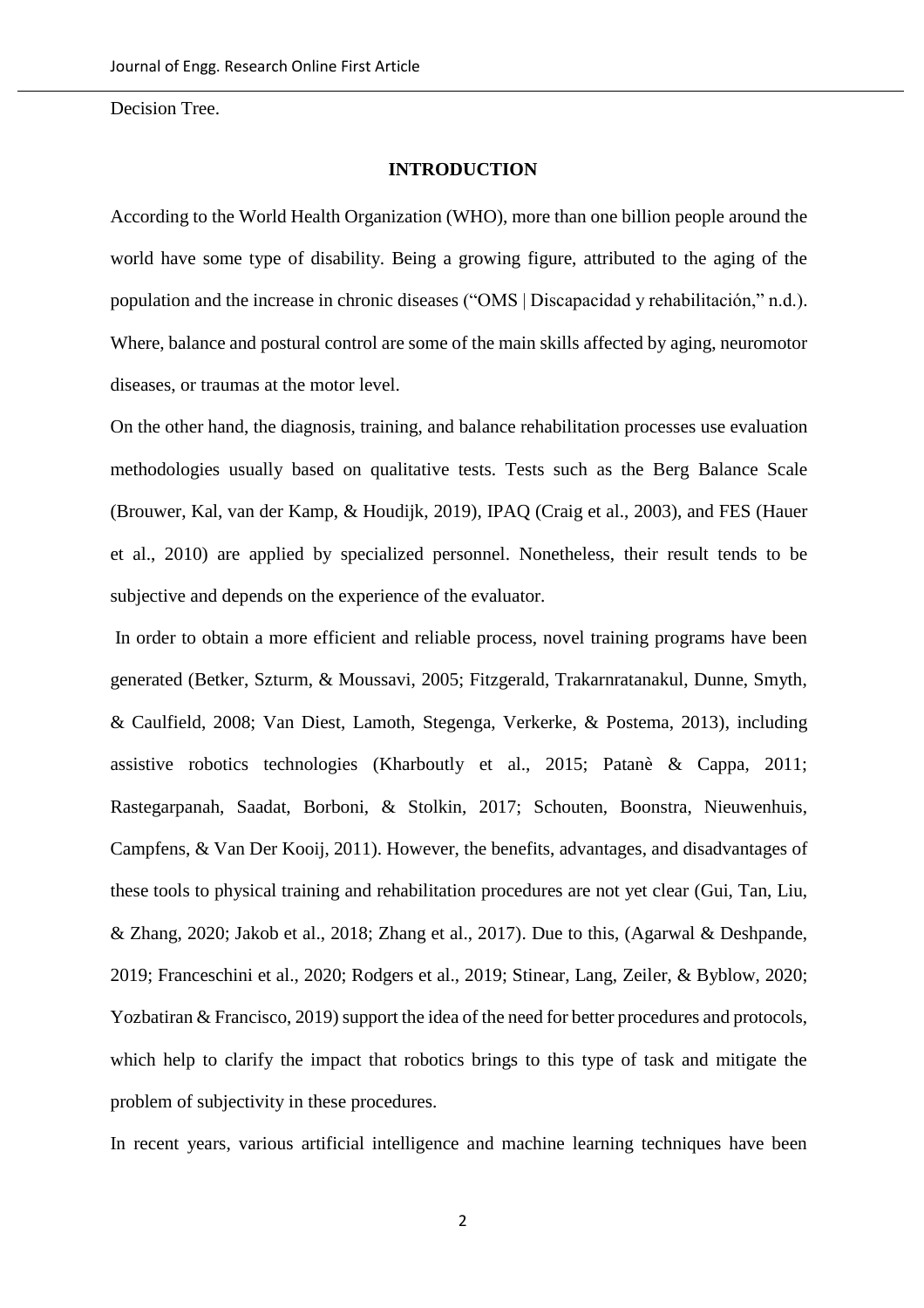Decision Tree.

## INTRODUCTION

According to the World Health Organization (WHO), more than one billion people around the world have some type of disability. Being a growing figure, attributed to the aging of the population and the increase in chronic diseases ("OMS | Discapacidad y rehabilitación," n.d.). Where, balance and postural control are some of the main skills affected by aging, neuromotor diseases, or traumas at the motor level.

On the other hand, the diagnosis, training, and balance rehabilitation processes use evaluation methodologies usually based on qualitative tests. Tests such as the Berg Balance Scale (Brouwer, Kal, van der Kamp, & Houdijk, 2019), IPAQ (Craig et al., 2003), and FES (Hauer et al., 2010) are applied by specialized personnel. Nonetheless, their result tends to be subjective and depends on the experience of the evaluator.

In order to obtain a more efficient and reliable process, novel training programs have been generated (Betker, Szturm, & Moussavi, 2005; Fitzgerald, Trakarnratanakul, Dunne, Smyth, & Caulfield, 2008; Van Diest, Lamoth, Stegenga, Verkerke, & Postema, 2013), including assistive robotics technologies (Kharboutly et al., 2015; Patanè & Cappa, 2011; Rastegarpanah, Saadat, Borboni, & Stolkin, 2017; Schouten, Boonstra, Nieuwenhuis, Campfens, & Van Der Kooij, 2011). However, the benefits, advantages, and disadvantages of these tools to physical training and rehabilitation procedures are not yet clear (Gui, Tan, Liu, & Zhang, 2020; Jakob et al., 2018; Zhang et al., 2017). Due to this, (Agarwal & Deshpande, 2019; Franceschini et al., 2020; Rodgers et al., 2019; Stinear, Lang, Zeiler, & Byblow, 2020; Yozbatiran & Francisco, 2019) support the idea of the need for better procedures and protocols, which help to clarify the impact that robotics brings to this type of task and mitigate the problem of subjectivity in these procedures.

In recent years, various artificial intelligence and machine learning techniques have been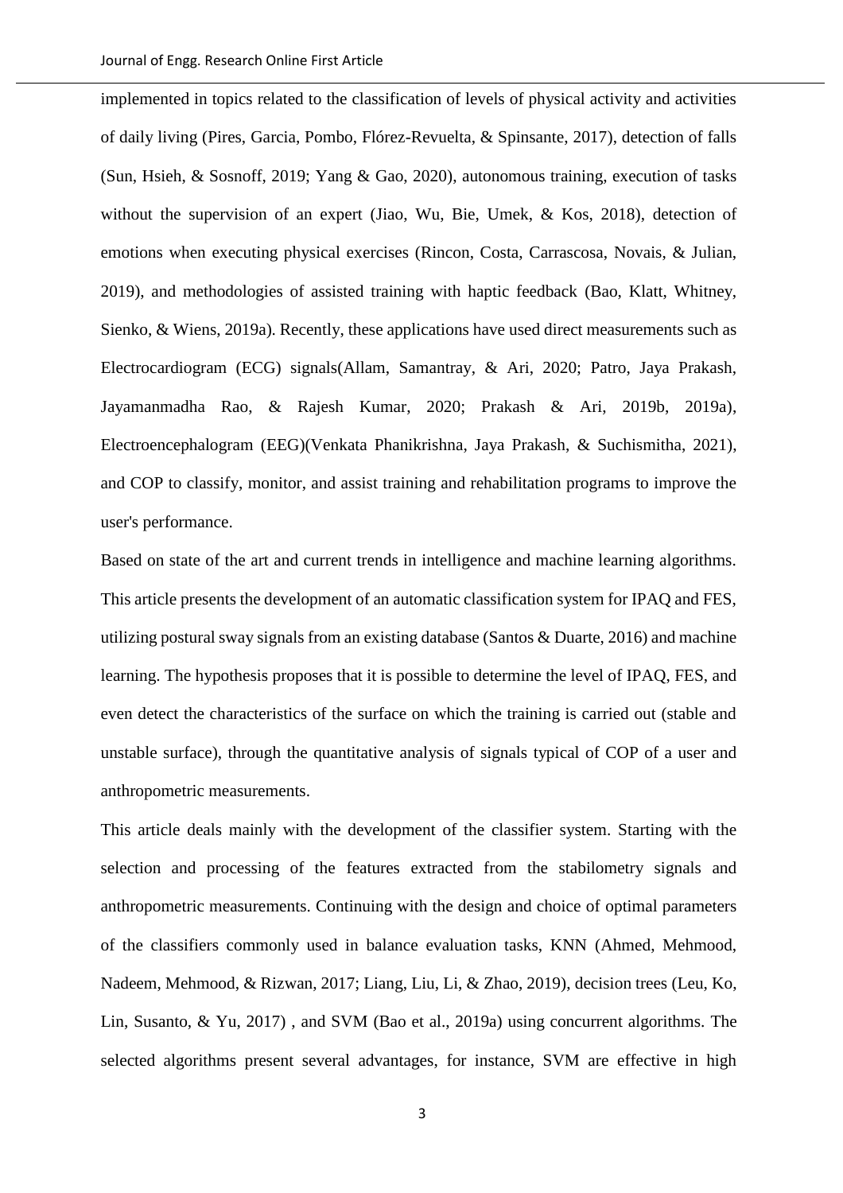implemented in topics related to the classification of levels of physical activity and activities of daily living (Pires, Garcia, Pombo, Flórez-Revuelta, & Spinsante, 2017), detection of falls (Sun, Hsieh, & Sosnoff, 2019; Yang & Gao, 2020), autonomous training, execution of tasks without the supervision of an expert (Jiao, Wu, Bie, Umek, & Kos, 2018), detection of emotions when executing physical exercises (Rincon, Costa, Carrascosa, Novais, & Julian, 2019), and methodologies of assisted training with haptic feedback (Bao, Klatt, Whitney, Sienko, & Wiens, 2019a). Recently, these applications have used direct measurements such as Electrocardiogram (ECG) signals(Allam, Samantray, & Ari, 2020; Patro, Jaya Prakash, Jayamanmadha Rao, & Rajesh Kumar, 2020; Prakash & Ari, 2019b, 2019a), Electroencephalogram (EEG)(Venkata Phanikrishna, Jaya Prakash, & Suchismitha, 2021), and COP to classify, monitor, and assist training and rehabilitation programs to improve the user's performance.

Based on state of the art and current trends in intelligence and machine learning algorithms. This article presents the development of an automatic classification system for IPAQ and FES, utilizing postural sway signals from an existing database (Santos & Duarte, 2016) and machine learning. The hypothesis proposes that it is possible to determine the level of IPAQ, FES, and even detect the characteristics of the surface on which the training is carried out (stable and unstable surface), through the quantitative analysis of signals typical of COP of a user and anthropometric measurements.

This article deals mainly with the development of the classifier system. Starting with the selection and processing of the features extracted from the stabilometry signals and anthropometric measurements. Continuing with the design and choice of optimal parameters of the classifiers commonly used in balance evaluation tasks, KNN (Ahmed, Mehmood, Nadeem, Mehmood, & Rizwan, 2017; Liang, Liu, Li, & Zhao, 2019), decision trees (Leu, Ko, Lin, Susanto, & Yu, 2017) , and SVM (Bao et al., 2019a) using concurrent algorithms. The selected algorithms present several advantages, for instance, SVM are effective in high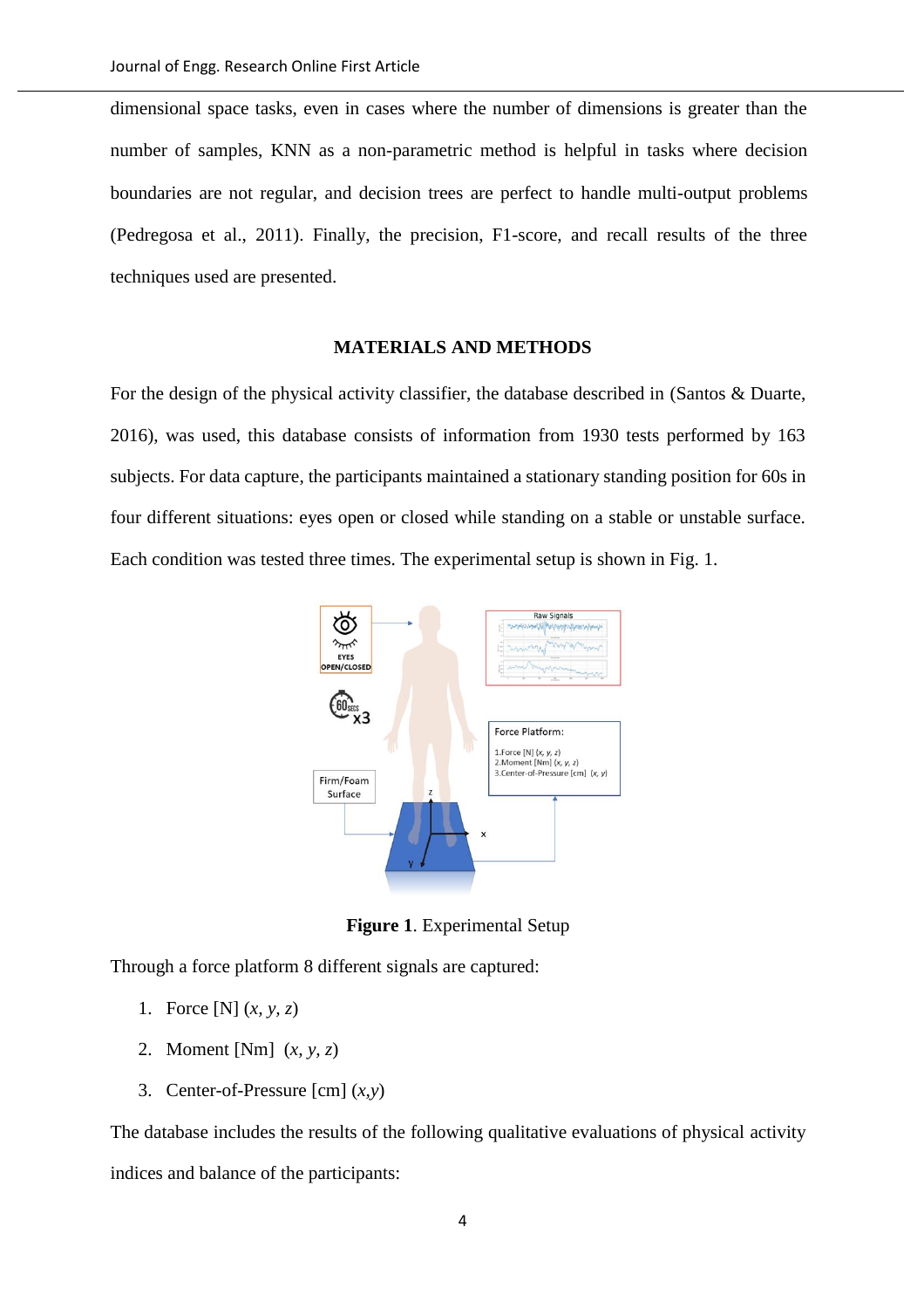dimensional space tasks, even in cases where the number of dimensions is greater than the number of samples, KNN as a non-parametric method is helpful in tasks where decision boundaries are not regular, and decision trees are perfect to handle multi-output problems (Pedregosa et al., 2011). Finally, the precision, F1-score, and recall results of the three techniques used are presented.

## MATERIALS AND METHODS

For the design of the physical activity classifier, the database described in (Santos & Duarte, 2016), was used, this database consists of information from 1930 tests performed by 163 subjects. For data capture, the participants maintained a stationary standing position for 60s in four different situations: eyes open or closed while standing on a stable or unstable surface. Each condition was tested three times. The experimental setup is shown in Fig. 1.

**Figure 1**. Experimental Setup

Through a force platform 8 different signals are captured:

1. Force [N] (*x*, *y*, *z*)
2. Moment [Nm] (*x*, *y*, *z*)
3. Center-of-Pressure [cm] (*x*,*y*)

The database includes the results of the following qualitative evaluations of physical activity indices and balance of the participants: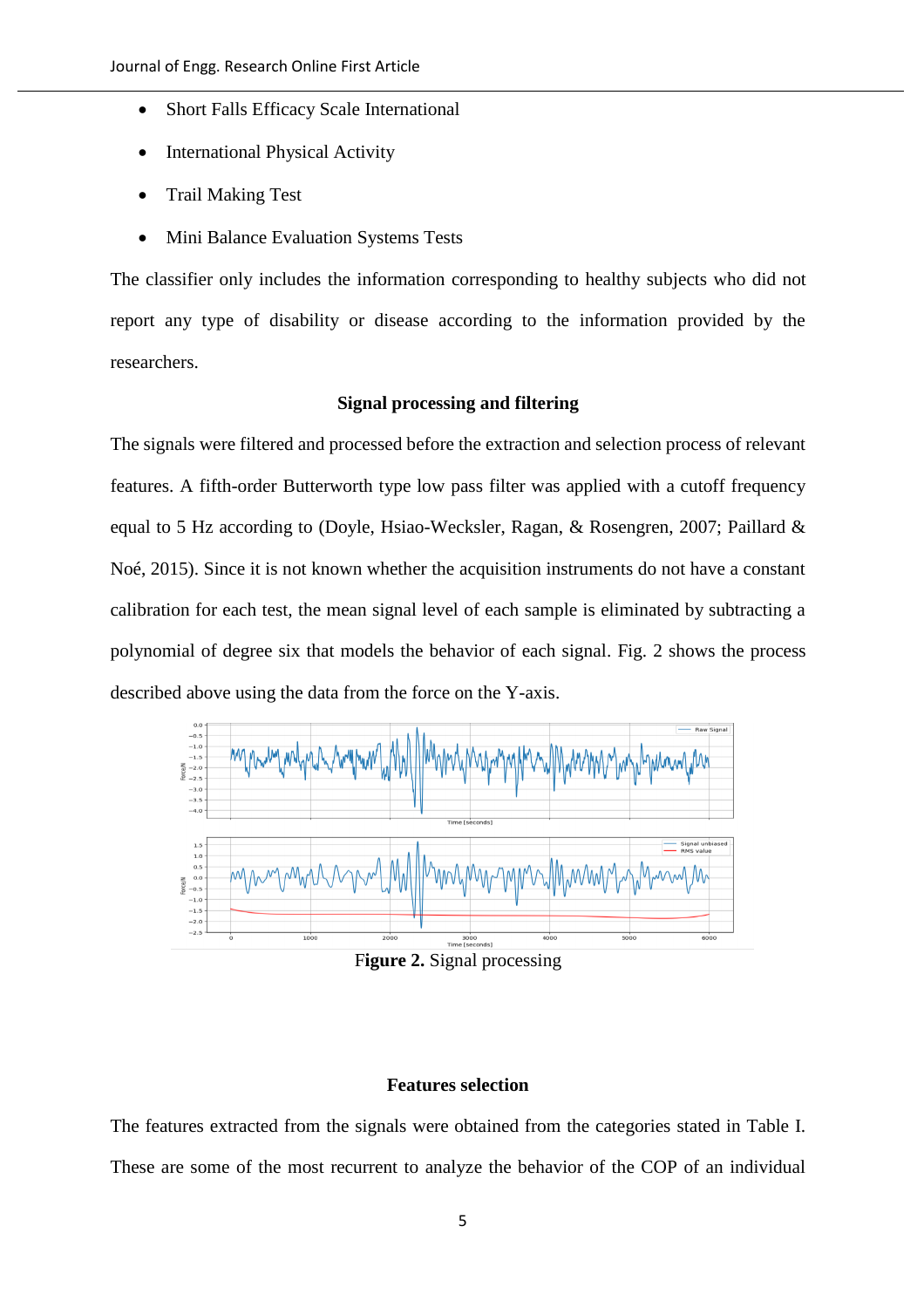- Short Falls Efficacy Scale International
- International Physical Activity
- Trail Making Test
- Mini Balance Evaluation Systems Tests

The classifier only includes the information corresponding to healthy subjects who did not report any type of disability or disease according to the information provided by the researchers.

## Signal processing and filtering

The signals were filtered and processed before the extraction and selection process of relevant features. A fifth-order Butterworth type low pass filter was applied with a cutoff frequency equal to 5 Hz according to (Doyle, Hsiao-Wecksler, Ragan, & Rosengren, 2007; Paillard & Noé, 2015). Since it is not known whether the acquisition instruments do not have a constant calibration for each test, the mean signal level of each sample is eliminated by subtracting a polynomial of degree six that models the behavior of each signal. Fig. 2 shows the process described above using the data from the force on the Y-axis.

**Figure 2.** Signal processing

## Features selection

The features extracted from the signals were obtained from the categories stated in Table I. These are some of the most recurrent to analyze the behavior of the COP of an individual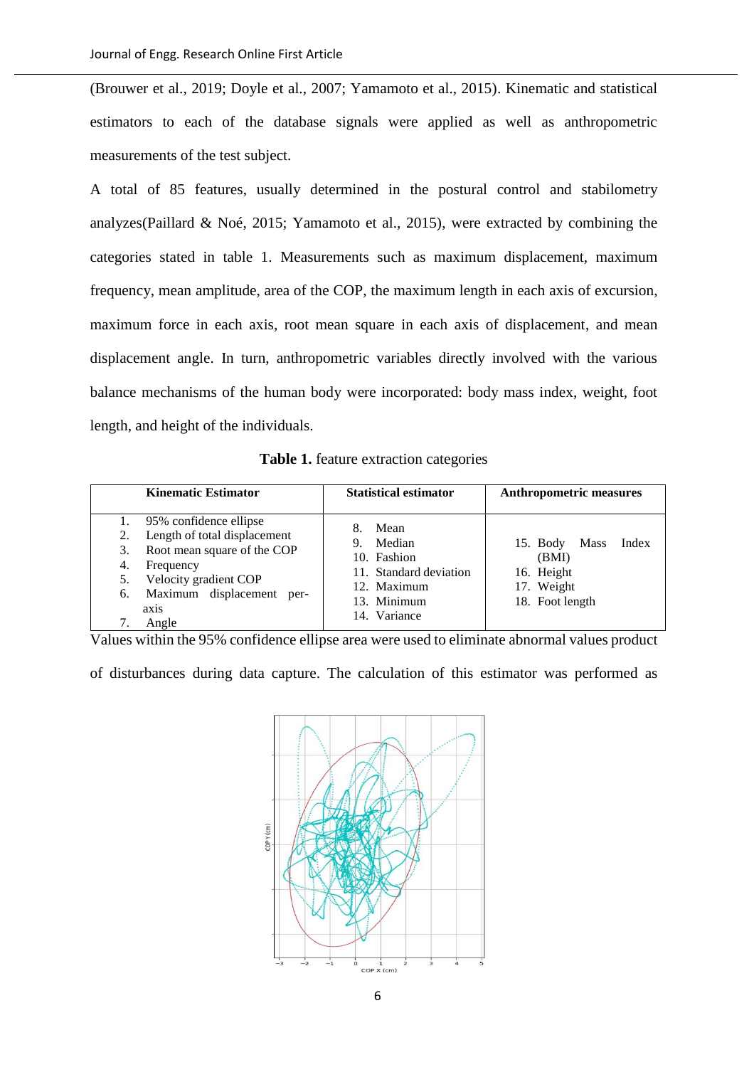(Brouwer et al., 2019; Doyle et al., 2007; Yamamoto et al., 2015). Kinematic and statistical estimators to each of the database signals were applied as well as anthropometric measurements of the test subject.

A total of 85 features, usually determined in the postural control and stabilometry analyzes(Paillard & Noé, 2015; Yamamoto et al., 2015), were extracted by combining the categories stated in table 1. Measurements such as maximum displacement, maximum frequency, mean amplitude, area of the COP, the maximum length in each axis of excursion, maximum force in each axis, root mean square in each axis of displacement, and mean displacement angle. In turn, anthropometric variables directly involved with the various balance mechanisms of the human body were incorporated: body mass index, weight, foot length, and height of the individuals.

**Table 1.** feature extraction categories

| Kinematic Estimator | Statistical estimator | Anthropometric measures |
|---|---|---|
| 1. 95% confidence ellipse<br>2. Length of total displacement<br>3. Root mean square of the COP<br>4. Frequency<br>5. Velocity gradient COP<br>6. Maximum displacement per-axis<br>7. Angle | 8. Mean<br>9. Median<br>10. Fashion<br>11. Standard deviation<br>12. Maximum<br>13. Minimum<br>14. Variance | 15. Body Mass Index (BMI)<br>16. Height<br>17. Weight<br>18. Foot length |

Values within the 95% confidence ellipse area were used to eliminate abnormal values product of disturbances during data capture. The calculation of this estimator was performed as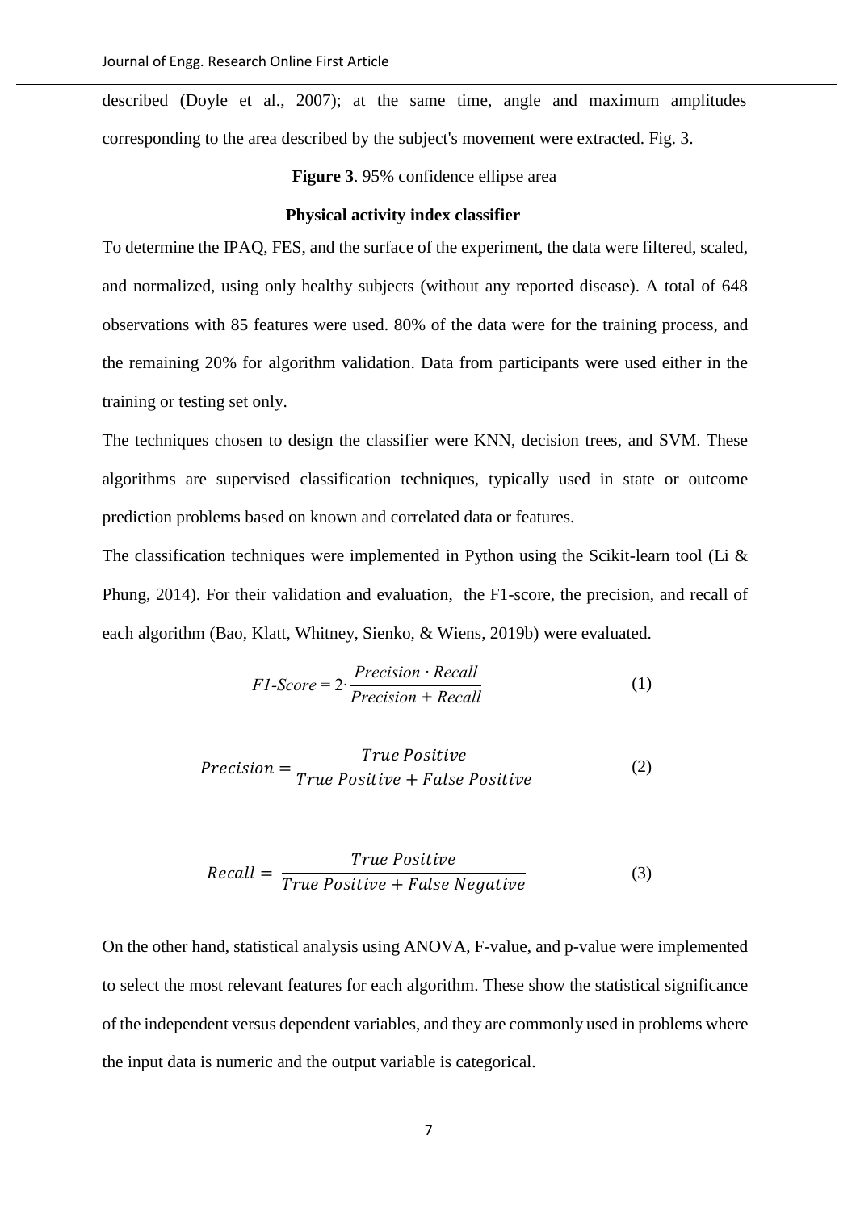described (Doyle et al., 2007); at the same time, angle and maximum amplitudes corresponding to the area described by the subject's movement were extracted. Fig. 3.

**Figure 3**. 95% confidence ellipse area

**Physical activity index classifier**

To determine the IPAQ, FES, and the surface of the experiment, the data were filtered, scaled, and normalized, using only healthy subjects (without any reported disease). A total of 648 observations with 85 features were used. 80% of the data were for the training process, and the remaining 20% for algorithm validation. Data from participants were used either in the training or testing set only.

The techniques chosen to design the classifier were KNN, decision trees, and SVM. These algorithms are supervised classification techniques, typically used in state or outcome prediction problems based on known and correlated data or features.

The classification techniques were implemented in Python using the Scikit-learn tool (Li & Phung, 2014). For their validation and evaluation, the F1-score, the precision, and recall of each algorithm (Bao, Klatt, Whitney, Sienko, & Wiens, 2019b) were evaluated.

$$F1\text{-}Score = 2 \cdot \frac{Precision \cdot Recall}{Precision + Recall} \quad (1)$$

$$Precision = \frac{True\ Positive}{True\ Positive + False\ Positive} \quad (2)$$

$$Recall = \frac{True\ Positive}{True\ Positive + False\ Negative} \quad (3)$$

On the other hand, statistical analysis using ANOVA, F-value, and p-value were implemented to select the most relevant features for each algorithm. These show the statistical significance of the independent versus dependent variables, and they are commonly used in problems where the input data is numeric and the output variable is categorical.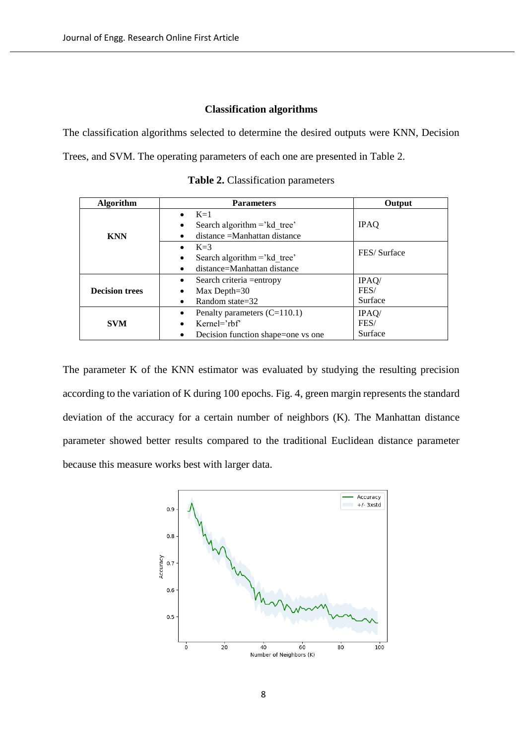### Classification algorithms

The classification algorithms selected to determine the desired outputs were KNN, Decision Trees, and SVM. The operating parameters of each one are presented in Table 2.

**Table 2.** Classification parameters

| Algorithm | Parameters | Output |
|---|---|---|
| **KNN** | • K=1<br>• Search algorithm ='kd_tree'<br>• distance =Manhattan distance | IPAQ |
| | • K=3<br>• Search algorithm ='kd_tree'<br>• distance=Manhattan distance | FES/ Surface |
| **Decision trees** | • Search criteria =entropy<br>• Max Depth=30<br>• Random state=32 | IPAQ/<br>FES/<br>Surface |
| **SVM** | • Penalty parameters (C=110.1)<br>• Kernel='rbf'<br>• Decision function shape=one vs one | IPAQ/<br>FES/<br>Surface |

The parameter K of the KNN estimator was evaluated by studying the resulting precision according to the variation of K during 100 epochs. Fig. 4, green margin represents the standard deviation of the accuracy for a certain number of neighbors (K). The Manhattan distance parameter showed better results compared to the traditional Euclidean distance parameter because this measure works best with larger data.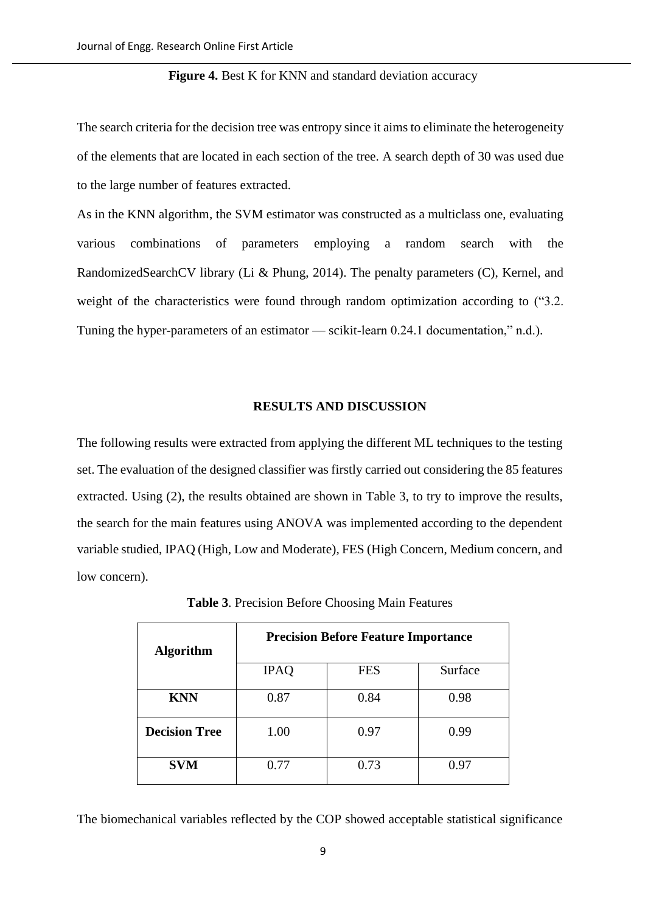**Figure 4.** Best K for KNN and standard deviation accuracy

The search criteria for the decision tree was entropy since it aims to eliminate the heterogeneity of the elements that are located in each section of the tree. A search depth of 30 was used due to the large number of features extracted.

As in the KNN algorithm, the SVM estimator was constructed as a multiclass one, evaluating various combinations of parameters employing a random search with the RandomizedSearchCV library (Li & Phung, 2014). The penalty parameters (C), Kernel, and weight of the characteristics were found through random optimization according to ("3.2. Tuning the hyper-parameters of an estimator — scikit-learn 0.24.1 documentation," n.d.).

## RESULTS AND DISCUSSION

The following results were extracted from applying the different ML techniques to the testing set. The evaluation of the designed classifier was firstly carried out considering the 85 features extracted. Using (2), the results obtained are shown in Table 3, to try to improve the results, the search for the main features using ANOVA was implemented according to the dependent variable studied, IPAQ (High, Low and Moderate), FES (High Concern, Medium concern, and low concern).

**Table 3**. Precision Before Choosing Main Features

| **Algorithm** | **Precision Before Feature Importance** | | |
|---|---|---|---|
| | IPAQ | FES | Surface |
| **KNN** | 0.87 | 0.84 | 0.98 |
| **Decision Tree** | 1.00 | 0.97 | 0.99 |
| **SVM** | 0.77 | 0.73 | 0.97 |

The biomechanical variables reflected by the COP showed acceptable statistical significance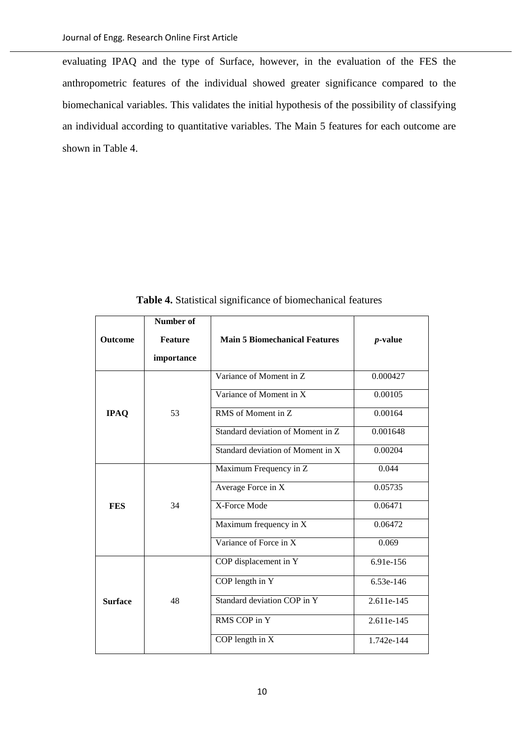evaluating IPAQ and the type of Surface, however, in the evaluation of the FES the anthropometric features of the individual showed greater significance compared to the biomechanical variables. This validates the initial hypothesis of the possibility of classifying an individual according to quantitative variables. The Main 5 features for each outcome are shown in Table 4.

**Table 4.** Statistical significance of biomechanical features

| Outcome | Number of Feature importance | Main 5 Biomechanical Features | *p*-value |
|---|---|---|---|
| **IPAQ** | 53 | Variance of Moment in Z | 0.000427 |
| | | Variance of Moment in X | 0.00105 |
| | | RMS of Moment in Z | 0.00164 |
| | | Standard deviation of Moment in Z | 0.001648 |
| | | Standard deviation of Moment in X | 0.00204 |
| **FES** | 34 | Maximum Frequency in Z | 0.044 |
| | | Average Force in X | 0.05735 |
| | | X-Force Mode | 0.06471 |
| | | Maximum frequency in X | 0.06472 |
| | | Variance of Force in X | 0.069 |
| **Surface** | 48 | COP displacement in Y | 6.91e-156 |
| | | COP length in Y | 6.53e-146 |
| | | Standard deviation COP in Y | 2.611e-145 |
| | | RMS COP in Y | 2.611e-145 |
| | | COP length in X | 1.742e-144 |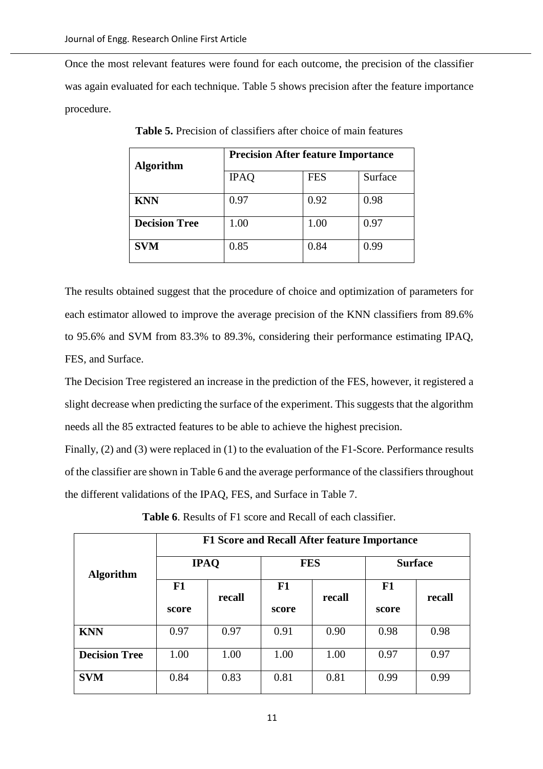Once the most relevant features were found for each outcome, the precision of the classifier was again evaluated for each technique. Table 5 shows precision after the feature importance procedure.

**Table 5.** Precision of classifiers after choice of main features

| **Algorithm** | **Precision After feature Importance** | | |
|---|---|---|---|
| | IPAQ | FES | Surface |
| **KNN** | 0.97 | 0.92 | 0.98 |
| **Decision Tree** | 1.00 | 1.00 | 0.97 |
| **SVM** | 0.85 | 0.84 | 0.99 |

The results obtained suggest that the procedure of choice and optimization of parameters for each estimator allowed to improve the average precision of the KNN classifiers from 89.6% to 95.6% and SVM from 83.3% to 89.3%, considering their performance estimating IPAQ, FES, and Surface.

The Decision Tree registered an increase in the prediction of the FES, however, it registered a slight decrease when predicting the surface of the experiment. This suggests that the algorithm needs all the 85 extracted features to be able to achieve the highest precision.

Finally, (2) and (3) were replaced in (1) to the evaluation of the F1-Score. Performance results of the classifier are shown in Table 6 and the average performance of the classifiers throughout the different validations of the IPAQ, FES, and Surface in Table 7.

**Table 6**. Results of F1 score and Recall of each classifier.

| **Algorithm** | **F1 Score and Recall After feature Importance** | | | | | |
|---|---|---|---|---|---|---|
| | **IPAQ** | | **FES** | | **Surface** | |
| | **F1 score** | **recall** | **F1 score** | **recall** | **F1 score** | **recall** |
| **KNN** | 0.97 | 0.97 | 0.91 | 0.90 | 0.98 | 0.98 |
| **Decision Tree** | 1.00 | 1.00 | 1.00 | 1.00 | 0.97 | 0.97 |
| **SVM** | 0.84 | 0.83 | 0.81 | 0.81 | 0.99 | 0.99 |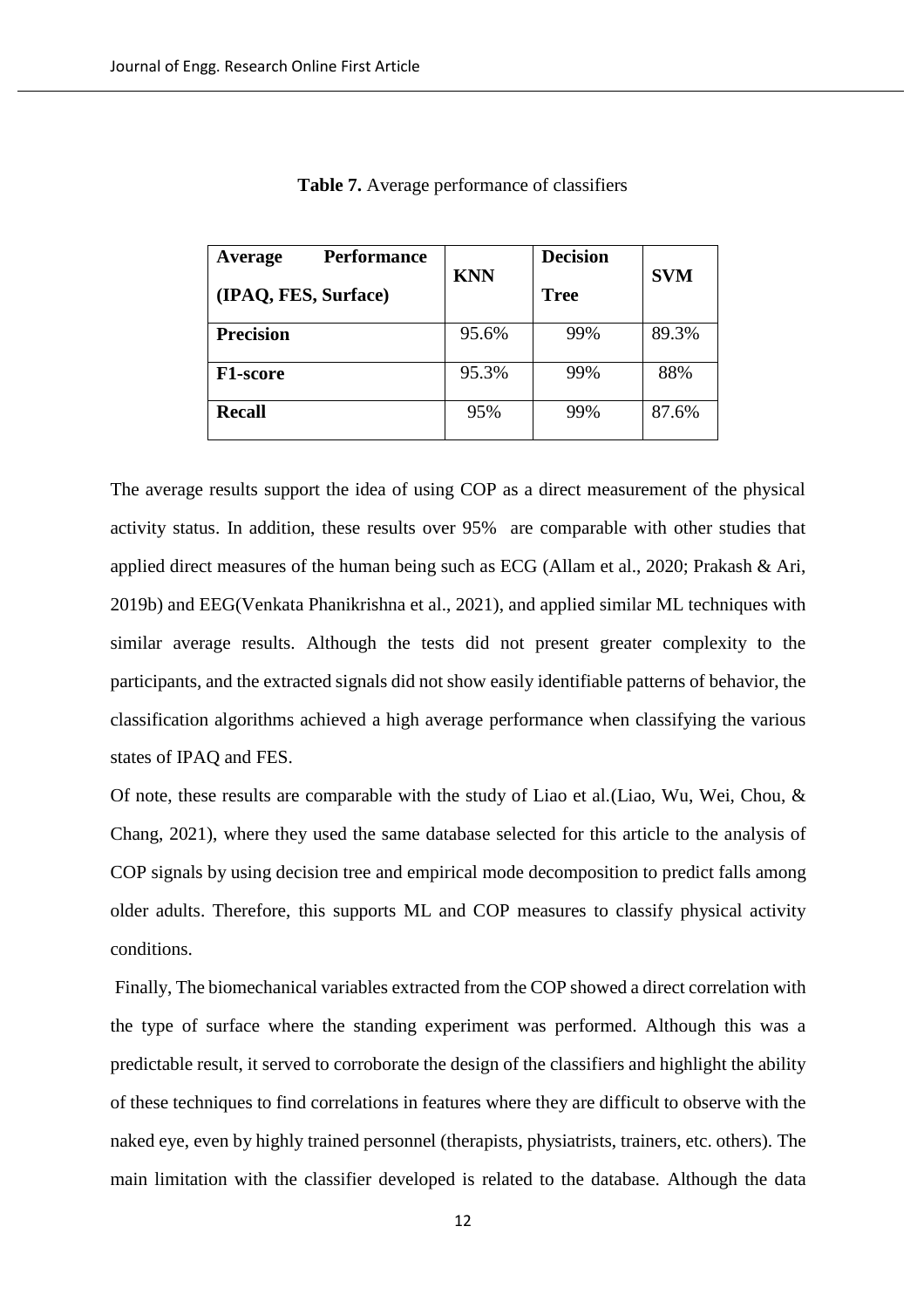**Table 7.** Average performance of classifiers

| **Average Performance (IPAQ, FES, Surface)** | **KNN** | **Decision Tree** | **SVM** |
|---|---|---|---|
| **Precision** | 95.6% | 99% | 89.3% |
| **F1-score** | 95.3% | 99% | 88% |
| **Recall** | 95% | 99% | 87.6% |

The average results support the idea of using COP as a direct measurement of the physical activity status. In addition, these results over 95% are comparable with other studies that applied direct measures of the human being such as ECG (Allam et al., 2020; Prakash & Ari, 2019b) and EEG(Venkata Phanikrishna et al., 2021), and applied similar ML techniques with similar average results. Although the tests did not present greater complexity to the participants, and the extracted signals did not show easily identifiable patterns of behavior, the classification algorithms achieved a high average performance when classifying the various states of IPAQ and FES.

Of note, these results are comparable with the study of Liao et al.(Liao, Wu, Wei, Chou, & Chang, 2021), where they used the same database selected for this article to the analysis of COP signals by using decision tree and empirical mode decomposition to predict falls among older adults. Therefore, this supports ML and COP measures to classify physical activity conditions.

Finally, The biomechanical variables extracted from the COP showed a direct correlation with the type of surface where the standing experiment was performed. Although this was a predictable result, it served to corroborate the design of the classifiers and highlight the ability of these techniques to find correlations in features where they are difficult to observe with the naked eye, even by highly trained personnel (therapists, physiatrists, trainers, etc. others). The main limitation with the classifier developed is related to the database. Although the data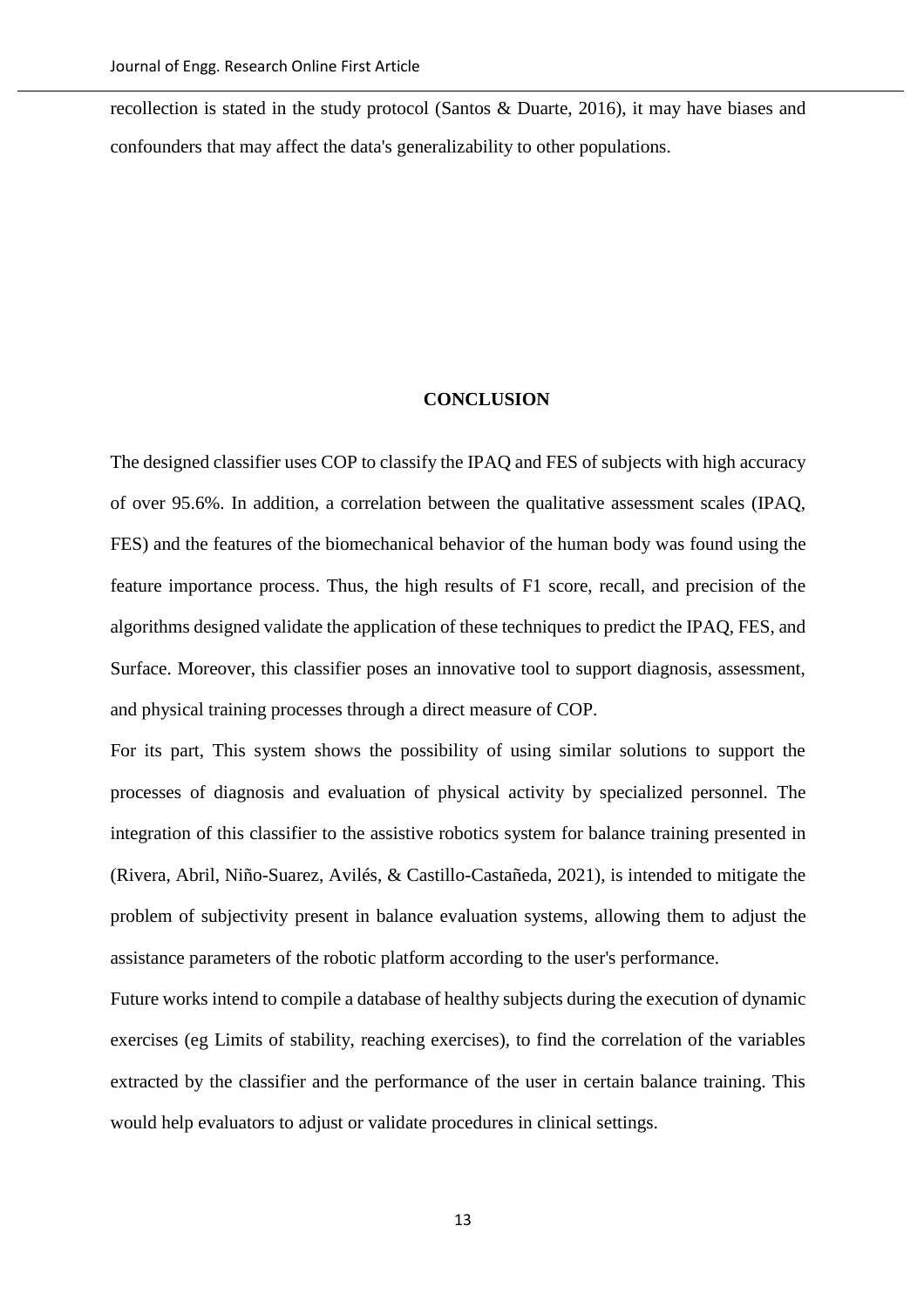recollection is stated in the study protocol (Santos & Duarte, 2016), it may have biases and confounders that may affect the data's generalizability to other populations.

## CONCLUSION

The designed classifier uses COP to classify the IPAQ and FES of subjects with high accuracy of over 95.6%. In addition, a correlation between the qualitative assessment scales (IPAQ, FES) and the features of the biomechanical behavior of the human body was found using the feature importance process. Thus, the high results of F1 score, recall, and precision of the algorithms designed validate the application of these techniques to predict the IPAQ, FES, and Surface. Moreover, this classifier poses an innovative tool to support diagnosis, assessment, and physical training processes through a direct measure of COP.

For its part, This system shows the possibility of using similar solutions to support the processes of diagnosis and evaluation of physical activity by specialized personnel. The integration of this classifier to the assistive robotics system for balance training presented in (Rivera, Abril, Niño-Suarez, Avilés, & Castillo-Castañeda, 2021), is intended to mitigate the problem of subjectivity present in balance evaluation systems, allowing them to adjust the assistance parameters of the robotic platform according to the user's performance.

Future works intend to compile a database of healthy subjects during the execution of dynamic exercises (eg Limits of stability, reaching exercises), to find the correlation of the variables extracted by the classifier and the performance of the user in certain balance training. This would help evaluators to adjust or validate procedures in clinical settings.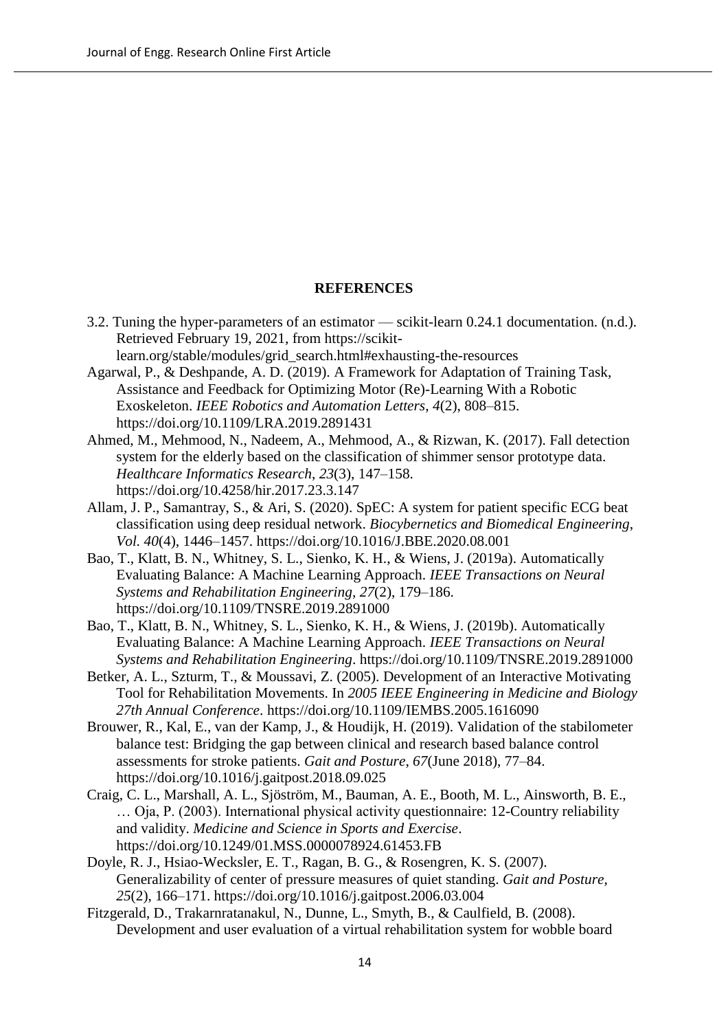## REFERENCES

3.2. Tuning the hyper-parameters of an estimator — scikit-learn 0.24.1 documentation. (n.d.). Retrieved February 19, 2021, from https://scikit-learn.org/stable/modules/grid_search.html#exhausting-the-resources

Agarwal, P., & Deshpande, A. D. (2019). A Framework for Adaptation of Training Task, Assistance and Feedback for Optimizing Motor (Re)-Learning With a Robotic Exoskeleton. *IEEE Robotics and Automation Letters*, *4*(2), 808–815. https://doi.org/10.1109/LRA.2019.2891431

Ahmed, M., Mehmood, N., Nadeem, A., Mehmood, A., & Rizwan, K. (2017). Fall detection system for the elderly based on the classification of shimmer sensor prototype data. *Healthcare Informatics Research*, *23*(3), 147–158. https://doi.org/10.4258/hir.2017.23.3.147

Allam, J. P., Samantray, S., & Ari, S. (2020). SpEC: A system for patient specific ECG beat classification using deep residual network. *Biocybernetics and Biomedical Engineering*, *Vol. 40*(4), 1446–1457. https://doi.org/10.1016/J.BBE.2020.08.001

Bao, T., Klatt, B. N., Whitney, S. L., Sienko, K. H., & Wiens, J. (2019a). Automatically Evaluating Balance: A Machine Learning Approach. *IEEE Transactions on Neural Systems and Rehabilitation Engineering*, *27*(2), 179–186. https://doi.org/10.1109/TNSRE.2019.2891000

Bao, T., Klatt, B. N., Whitney, S. L., Sienko, K. H., & Wiens, J. (2019b). Automatically Evaluating Balance: A Machine Learning Approach. *IEEE Transactions on Neural Systems and Rehabilitation Engineering*. https://doi.org/10.1109/TNSRE.2019.2891000

Betker, A. L., Szturm, T., & Moussavi, Z. (2005). Development of an Interactive Motivating Tool for Rehabilitation Movements. In *2005 IEEE Engineering in Medicine and Biology 27th Annual Conference*. https://doi.org/10.1109/IEMBS.2005.1616090

Brouwer, R., Kal, E., van der Kamp, J., & Houdijk, H. (2019). Validation of the stabilometer balance test: Bridging the gap between clinical and research based balance control assessments for stroke patients. *Gait and Posture*, *67*(June 2018), 77–84. https://doi.org/10.1016/j.gaitpost.2018.09.025

Craig, C. L., Marshall, A. L., Sjöström, M., Bauman, A. E., Booth, M. L., Ainsworth, B. E., … Oja, P. (2003). International physical activity questionnaire: 12-Country reliability and validity. *Medicine and Science in Sports and Exercise*. https://doi.org/10.1249/01.MSS.0000078924.61453.FB

Doyle, R. J., Hsiao-Wecksler, E. T., Ragan, B. G., & Rosengren, K. S. (2007). Generalizability of center of pressure measures of quiet standing. *Gait and Posture*, *25*(2), 166–171. https://doi.org/10.1016/j.gaitpost.2006.03.004

Fitzgerald, D., Trakarnratanakul, N., Dunne, L., Smyth, B., & Caulfield, B. (2008). Development and user evaluation of a virtual rehabilitation system for wobble board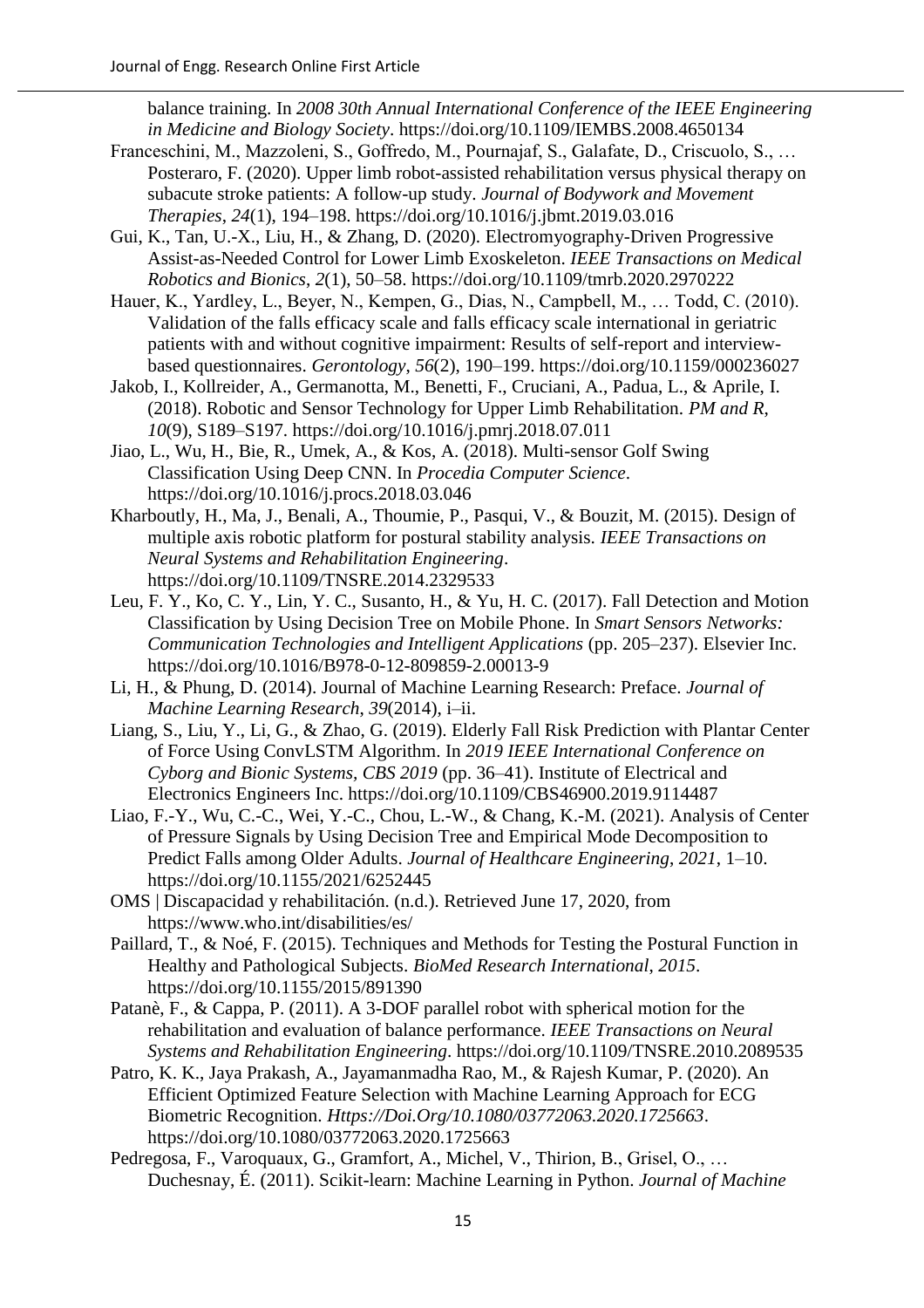balance training. In *2008 30th Annual International Conference of the IEEE Engineering in Medicine and Biology Society*. https://doi.org/10.1109/IEMBS.2008.4650134

Franceschini, M., Mazzoleni, S., Goffredo, M., Pournajaf, S., Galafate, D., Criscuolo, S., … Posteraro, F. (2020). Upper limb robot-assisted rehabilitation versus physical therapy on subacute stroke patients: A follow-up study. *Journal of Bodywork and Movement Therapies*, *24*(1), 194–198. https://doi.org/10.1016/j.jbmt.2019.03.016

Gui, K., Tan, U.-X., Liu, H., & Zhang, D. (2020). Electromyography-Driven Progressive Assist-as-Needed Control for Lower Limb Exoskeleton. *IEEE Transactions on Medical Robotics and Bionics*, *2*(1), 50–58. https://doi.org/10.1109/tmrb.2020.2970222

Hauer, K., Yardley, L., Beyer, N., Kempen, G., Dias, N., Campbell, M., … Todd, C. (2010). Validation of the falls efficacy scale and falls efficacy scale international in geriatric patients with and without cognitive impairment: Results of self-report and interview-based questionnaires. *Gerontology*, *56*(2), 190–199. https://doi.org/10.1159/000236027

Jakob, I., Kollreider, A., Germanotta, M., Benetti, F., Cruciani, A., Padua, L., & Aprile, I. (2018). Robotic and Sensor Technology for Upper Limb Rehabilitation. *PM and R*, *10*(9), S189–S197. https://doi.org/10.1016/j.pmrj.2018.07.011

Jiao, L., Wu, H., Bie, R., Umek, A., & Kos, A. (2018). Multi-sensor Golf Swing Classification Using Deep CNN. In *Procedia Computer Science*. https://doi.org/10.1016/j.procs.2018.03.046

Kharboutly, H., Ma, J., Benali, A., Thoumie, P., Pasqui, V., & Bouzit, M. (2015). Design of multiple axis robotic platform for postural stability analysis. *IEEE Transactions on Neural Systems and Rehabilitation Engineering*. https://doi.org/10.1109/TNSRE.2014.2329533

Leu, F. Y., Ko, C. Y., Lin, Y. C., Susanto, H., & Yu, H. C. (2017). Fall Detection and Motion Classification by Using Decision Tree on Mobile Phone. In *Smart Sensors Networks: Communication Technologies and Intelligent Applications* (pp. 205–237). Elsevier Inc. https://doi.org/10.1016/B978-0-12-809859-2.00013-9

Li, H., & Phung, D. (2014). Journal of Machine Learning Research: Preface. *Journal of Machine Learning Research*, *39*(2014), i–ii.

Liang, S., Liu, Y., Li, G., & Zhao, G. (2019). Elderly Fall Risk Prediction with Plantar Center of Force Using ConvLSTM Algorithm. In *2019 IEEE International Conference on Cyborg and Bionic Systems, CBS 2019* (pp. 36–41). Institute of Electrical and Electronics Engineers Inc. https://doi.org/10.1109/CBS46900.2019.9114487

Liao, F.-Y., Wu, C.-C., Wei, Y.-C., Chou, L.-W., & Chang, K.-M. (2021). Analysis of Center of Pressure Signals by Using Decision Tree and Empirical Mode Decomposition to Predict Falls among Older Adults. *Journal of Healthcare Engineering*, *2021*, 1–10. https://doi.org/10.1155/2021/6252445

OMS | Discapacidad y rehabilitación. (n.d.). Retrieved June 17, 2020, from https://www.who.int/disabilities/es/

Paillard, T., & Noé, F. (2015). Techniques and Methods for Testing the Postural Function in Healthy and Pathological Subjects. *BioMed Research International*, *2015*. https://doi.org/10.1155/2015/891390

Patanè, F., & Cappa, P. (2011). A 3-DOF parallel robot with spherical motion for the rehabilitation and evaluation of balance performance. *IEEE Transactions on Neural Systems and Rehabilitation Engineering*. https://doi.org/10.1109/TNSRE.2010.2089535

Patro, K. K., Jaya Prakash, A., Jayamanmadha Rao, M., & Rajesh Kumar, P. (2020). An Efficient Optimized Feature Selection with Machine Learning Approach for ECG Biometric Recognition. *Https://Doi.Org/10.1080/03772063.2020.1725663*. https://doi.org/10.1080/03772063.2020.1725663

Pedregosa, F., Varoquaux, G., Gramfort, A., Michel, V., Thirion, B., Grisel, O., … Duchesnay, É. (2011). Scikit-learn: Machine Learning in Python. *Journal of Machine*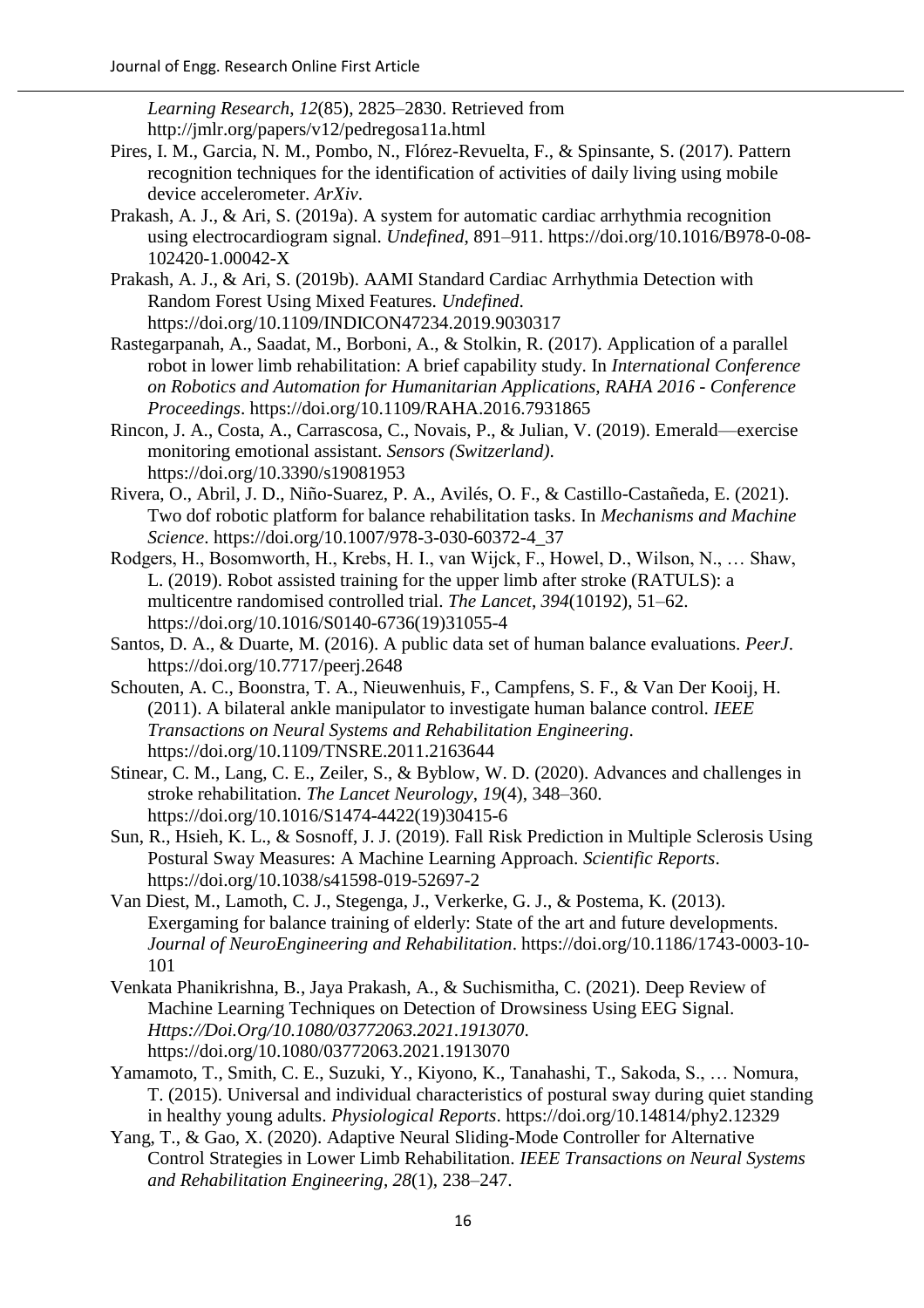*Learning Research*, *12*(85), 2825–2830. Retrieved from http://jmlr.org/papers/v12/pedregosa11a.html

Pires, I. M., Garcia, N. M., Pombo, N., Flórez-Revuelta, F., & Spinsante, S. (2017). Pattern recognition techniques for the identification of activities of daily living using mobile device accelerometer. *ArXiv*.

Prakash, A. J., & Ari, S. (2019a). A system for automatic cardiac arrhythmia recognition using electrocardiogram signal. *Undefined*, 891–911. https://doi.org/10.1016/B978-0-08-102420-1.00042-X

Prakash, A. J., & Ari, S. (2019b). AAMI Standard Cardiac Arrhythmia Detection with Random Forest Using Mixed Features. *Undefined*. https://doi.org/10.1109/INDICON47234.2019.9030317

Rastegarpanah, A., Saadat, M., Borboni, A., & Stolkin, R. (2017). Application of a parallel robot in lower limb rehabilitation: A brief capability study. In *International Conference on Robotics and Automation for Humanitarian Applications, RAHA 2016 - Conference Proceedings*. https://doi.org/10.1109/RAHA.2016.7931865

Rincon, J. A., Costa, A., Carrascosa, C., Novais, P., & Julian, V. (2019). Emerald—exercise monitoring emotional assistant. *Sensors (Switzerland)*. https://doi.org/10.3390/s19081953

Rivera, O., Abril, J. D., Niño-Suarez, P. A., Avilés, O. F., & Castillo-Castañeda, E. (2021). Two dof robotic platform for balance rehabilitation tasks. In *Mechanisms and Machine Science*. https://doi.org/10.1007/978-3-030-60372-4_37

Rodgers, H., Bosomworth, H., Krebs, H. I., van Wijck, F., Howel, D., Wilson, N., … Shaw, L. (2019). Robot assisted training for the upper limb after stroke (RATULS): a multicentre randomised controlled trial. *The Lancet*, *394*(10192), 51–62. https://doi.org/10.1016/S0140-6736(19)31055-4

Santos, D. A., & Duarte, M. (2016). A public data set of human balance evaluations. *PeerJ*. https://doi.org/10.7717/peerj.2648

Schouten, A. C., Boonstra, T. A., Nieuwenhuis, F., Campfens, S. F., & Van Der Kooij, H. (2011). A bilateral ankle manipulator to investigate human balance control. *IEEE Transactions on Neural Systems and Rehabilitation Engineering*. https://doi.org/10.1109/TNSRE.2011.2163644

Stinear, C. M., Lang, C. E., Zeiler, S., & Byblow, W. D. (2020). Advances and challenges in stroke rehabilitation. *The Lancet Neurology*, *19*(4), 348–360. https://doi.org/10.1016/S1474-4422(19)30415-6

Sun, R., Hsieh, K. L., & Sosnoff, J. J. (2019). Fall Risk Prediction in Multiple Sclerosis Using Postural Sway Measures: A Machine Learning Approach. *Scientific Reports*. https://doi.org/10.1038/s41598-019-52697-2

Van Diest, M., Lamoth, C. J., Stegenga, J., Verkerke, G. J., & Postema, K. (2013). Exergaming for balance training of elderly: State of the art and future developments. *Journal of NeuroEngineering and Rehabilitation*. https://doi.org/10.1186/1743-0003-10-101

Venkata Phanikrishna, B., Jaya Prakash, A., & Suchismitha, C. (2021). Deep Review of Machine Learning Techniques on Detection of Drowsiness Using EEG Signal. *Https://Doi.Org/10.1080/03772063.2021.1913070*. https://doi.org/10.1080/03772063.2021.1913070

Yamamoto, T., Smith, C. E., Suzuki, Y., Kiyono, K., Tanahashi, T., Sakoda, S., … Nomura, T. (2015). Universal and individual characteristics of postural sway during quiet standing in healthy young adults. *Physiological Reports*. https://doi.org/10.14814/phy2.12329

Yang, T., & Gao, X. (2020). Adaptive Neural Sliding-Mode Controller for Alternative Control Strategies in Lower Limb Rehabilitation. *IEEE Transactions on Neural Systems and Rehabilitation Engineering*, *28*(1), 238–247.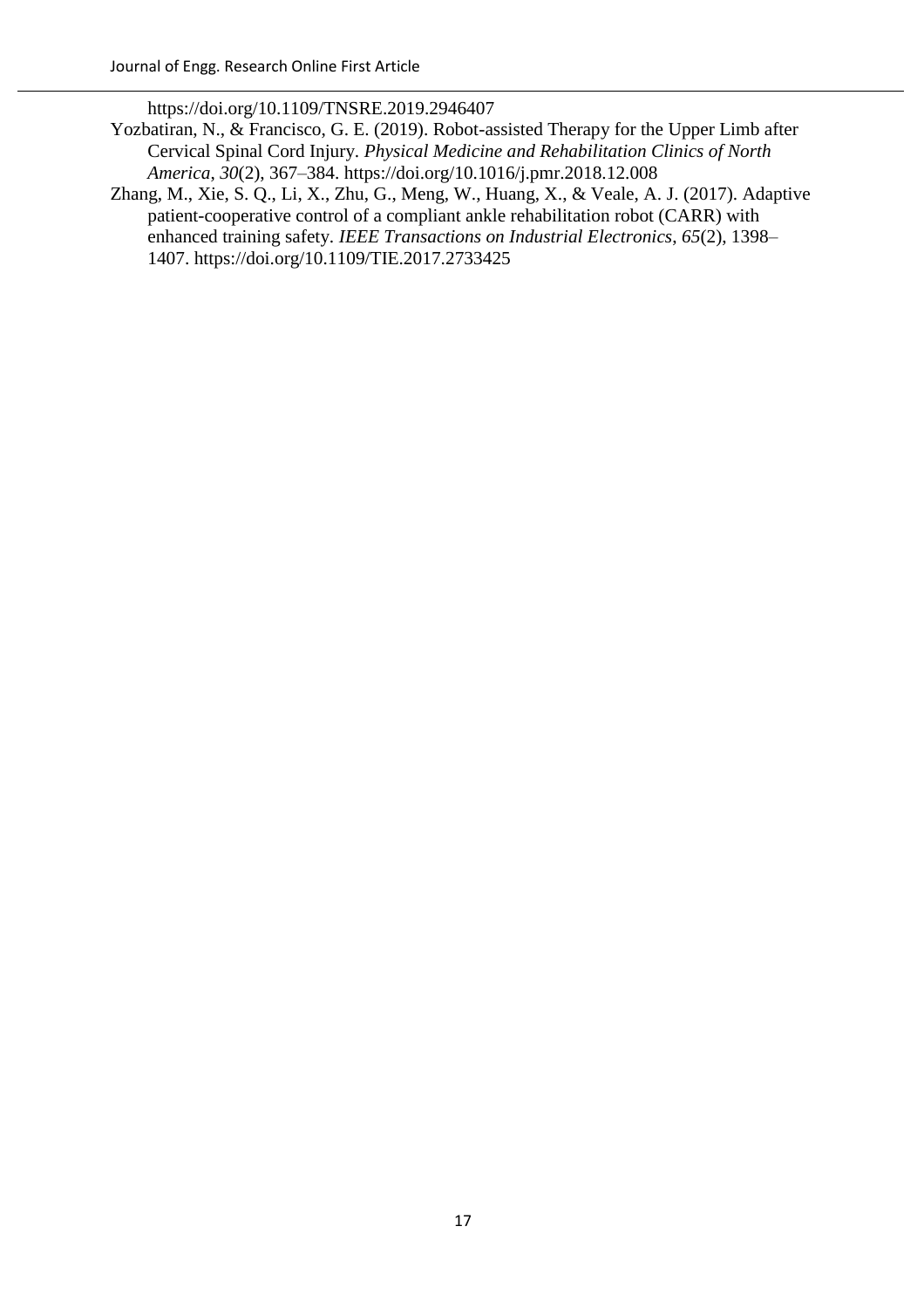https://doi.org/10.1109/TNSRE.2019.2946407

Yozbatiran, N., & Francisco, G. E. (2019). Robot-assisted Therapy for the Upper Limb after Cervical Spinal Cord Injury. *Physical Medicine and Rehabilitation Clinics of North America*, *30*(2), 367–384. https://doi.org/10.1016/j.pmr.2018.12.008

Zhang, M., Xie, S. Q., Li, X., Zhu, G., Meng, W., Huang, X., & Veale, A. J. (2017). Adaptive patient-cooperative control of a compliant ankle rehabilitation robot (CARR) with enhanced training safety. *IEEE Transactions on Industrial Electronics*, *65*(2), 1398–1407. https://doi.org/10.1109/TIE.2017.2733425